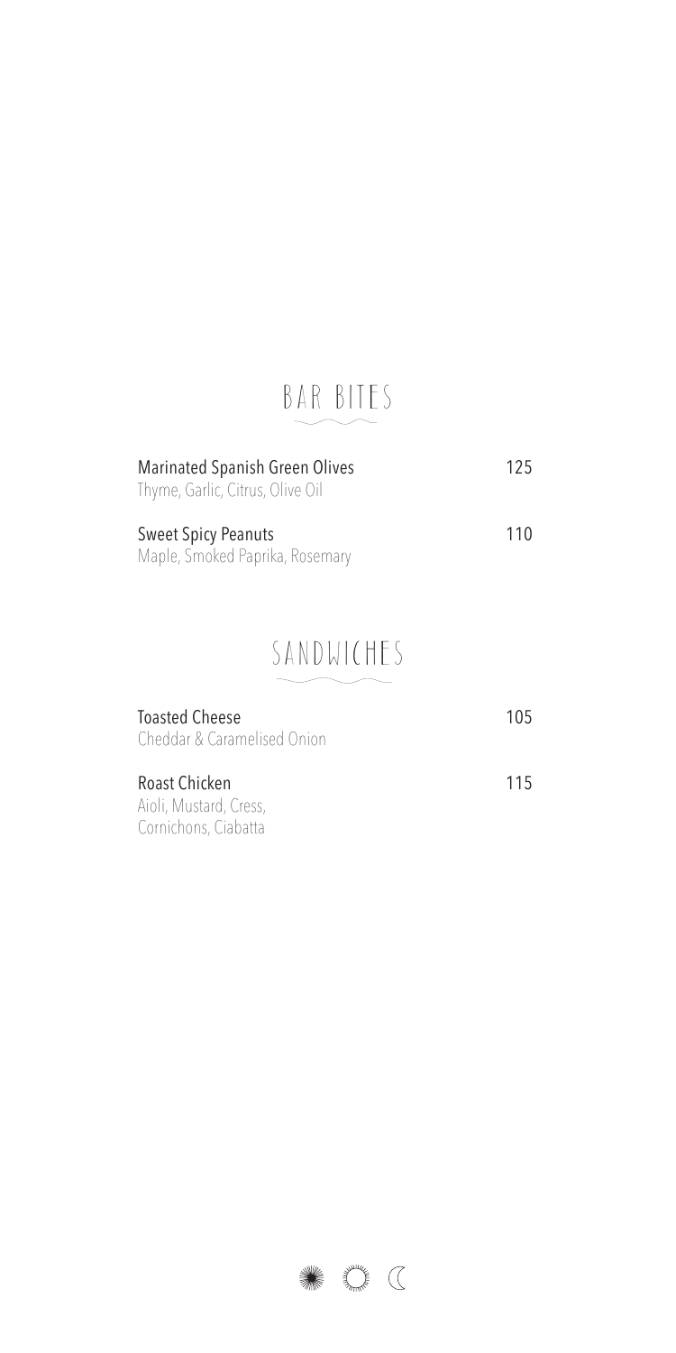## BAR BITES

**Marinated Spanish Green Olives** 125
Thyme, Garlic, Citrus, Olive Oil

**Sweet Spicy Peanuts** 110
Maple, Smoked Paprika, Rosemary

## SANDWICHES

**Toasted Cheese** 105
Cheddar & Caramelised Onion

**Roast Chicken** 115
Aioli, Mustard, Cress,
Cornichons, Ciabatta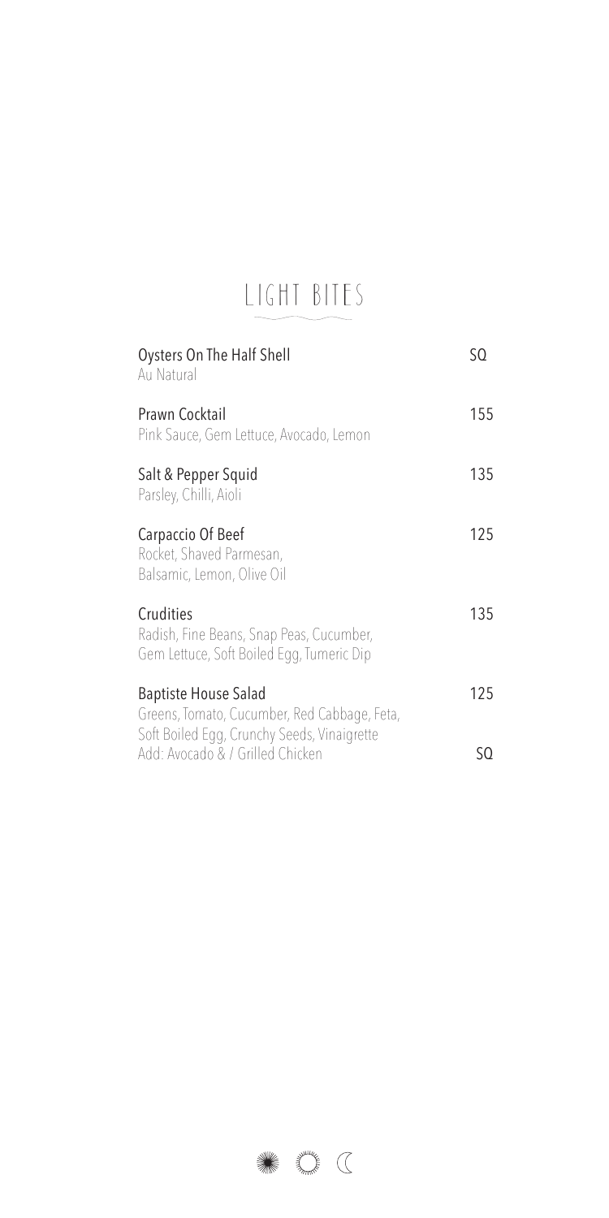# LIGHT BITES

| | |
|---|---|
| **Oysters On The Half Shell**<br>Au Natural | SQ |
| **Prawn Cocktail**<br>Pink Sauce, Gem Lettuce, Avocado, Lemon | 155 |
| **Salt & Pepper Squid**<br>Parsley, Chilli, Aioli | 135 |
| **Carpaccio Of Beef**<br>Rocket, Shaved Parmesan,<br>Balsamic, Lemon, Olive Oil | 125 |
| **Crudities**<br>Radish, Fine Beans, Snap Peas, Cucumber,<br>Gem Lettuce, Soft Boiled Egg, Tumeric Dip | 135 |
| **Baptiste House Salad**<br>Greens, Tomato, Cucumber, Red Cabbage, Feta,<br>Soft Boiled Egg, Crunchy Seeds, Vinaigrette | 125 |
| Add: Avocado & / Grilled Chicken | SQ |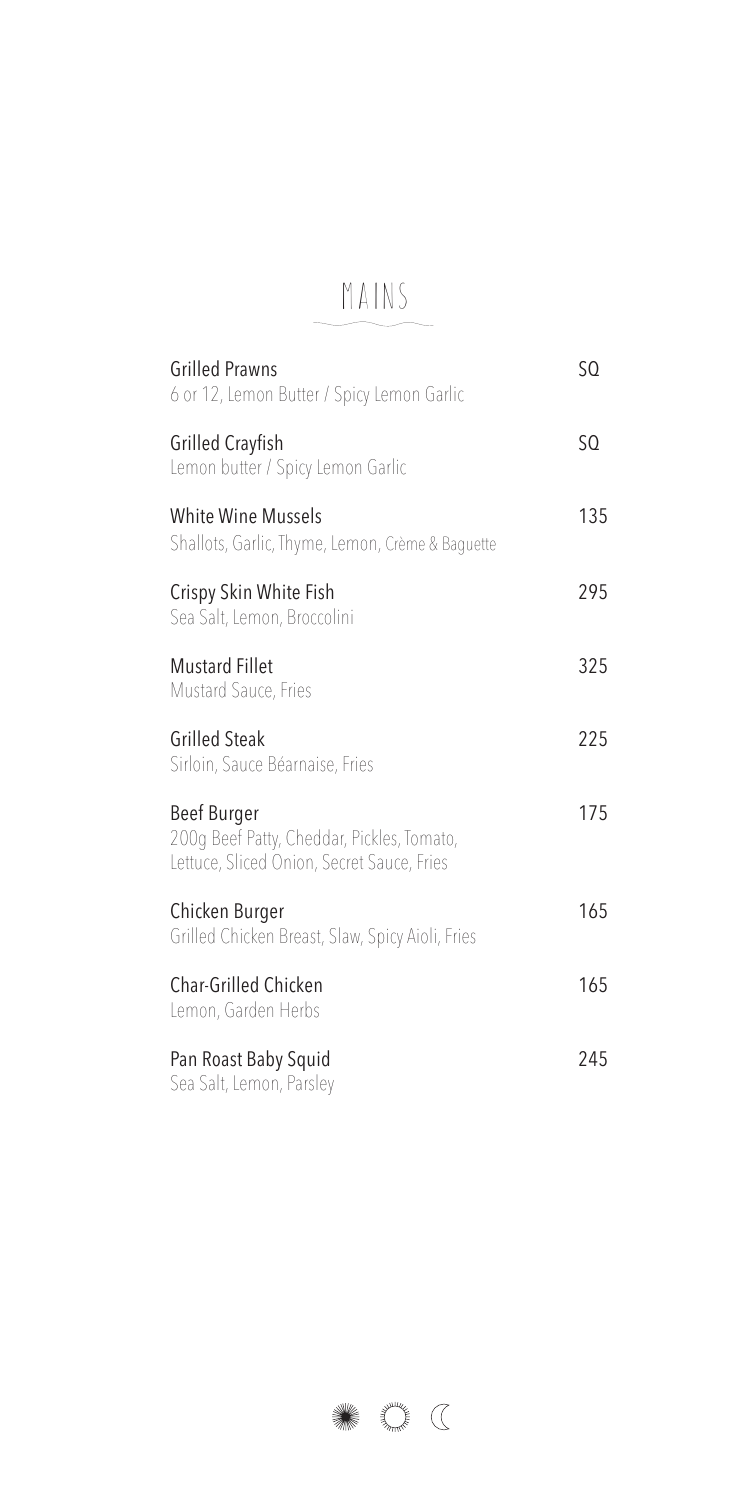# MAINS

**Grilled Prawns** — SQ
6 or 12, Lemon Butter / Spicy Lemon Garlic

**Grilled Crayfish** — SQ
Lemon butter / Spicy Lemon Garlic

**White Wine Mussels** — 135
Shallots, Garlic, Thyme, Lemon, Crème & Baguette

**Crispy Skin White Fish** — 295
Sea Salt, Lemon, Broccolini

**Mustard Fillet** — 325
Mustard Sauce, Fries

**Grilled Steak** — 225
Sirloin, Sauce Béarnaise, Fries

**Beef Burger** — 175
200g Beef Patty, Cheddar, Pickles, Tomato, Lettuce, Sliced Onion, Secret Sauce, Fries

**Chicken Burger** — 165
Grilled Chicken Breast, Slaw, Spicy Aioli, Fries

**Char-Grilled Chicken** — 165
Lemon, Garden Herbs

**Pan Roast Baby Squid** — 245
Sea Salt, Lemon, Parsley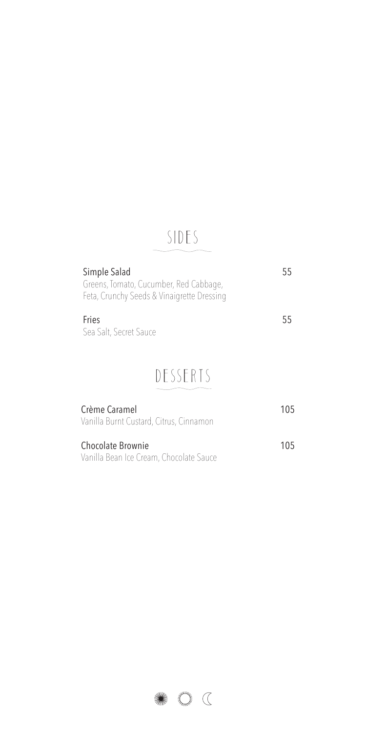## SIDES

**Simple Salad** 55
Greens, Tomato, Cucumber, Red Cabbage, Feta, Crunchy Seeds & Vinaigrette Dressing

**Fries** 55
Sea Salt, Secret Sauce

## DESSERTS

**Crème Caramel** 105
Vanilla Burnt Custard, Citrus, Cinnamon

**Chocolate Brownie** 105
Vanilla Bean Ice Cream, Chocolate Sauce